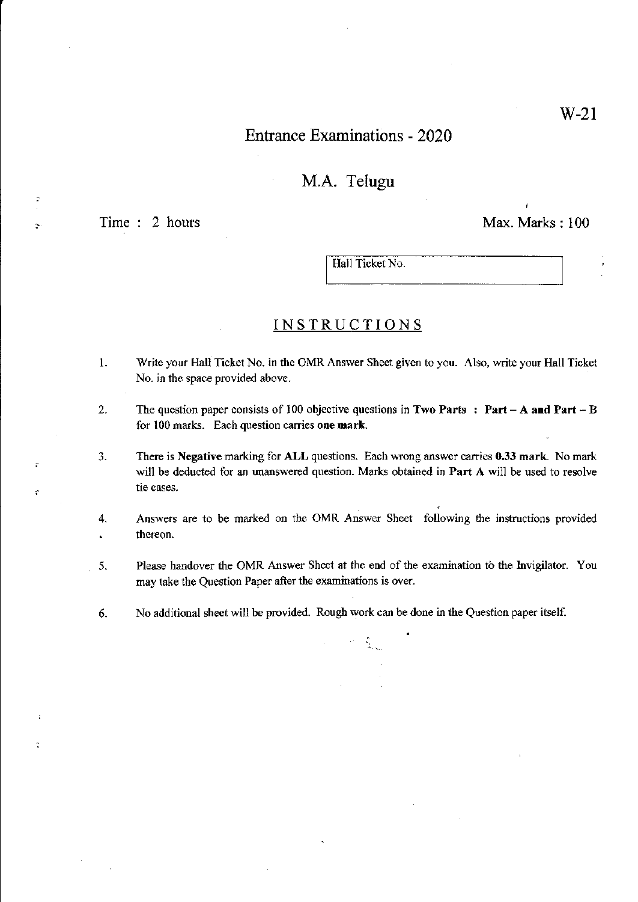W-21

# Entrance Examinations - 2020

## M.A. Telugu

Time : 2 hours | Max. Marks : 100

Hall Ticket No.

## INSTRUCTIONS

1. Write your Hall Ticket No. in the OMR Answer Sheet given to you. Also, write your Hall Ticket No. in the space provided above.

2. The question paper consists of 100 objective questions in **Two Parts : Part – A and Part – B** for 100 marks. Each question carries **one mark**.

3. There is **Negative** marking for **ALL** questions. Each wrong answer carries **0.33 mark**. No mark will be deducted for an unanswered question. Marks obtained in **Part A** will be used to resolve tie cases.

4. Answers are to be marked on the OMR Answer Sheet following the instructions provided thereon.

5. Please handover the OMR Answer Sheet at the end of the examination to the Invigilator. You may take the Question Paper after the examinations is over.

6. No additional sheet will be provided. Rough work can be done in the Question paper itself.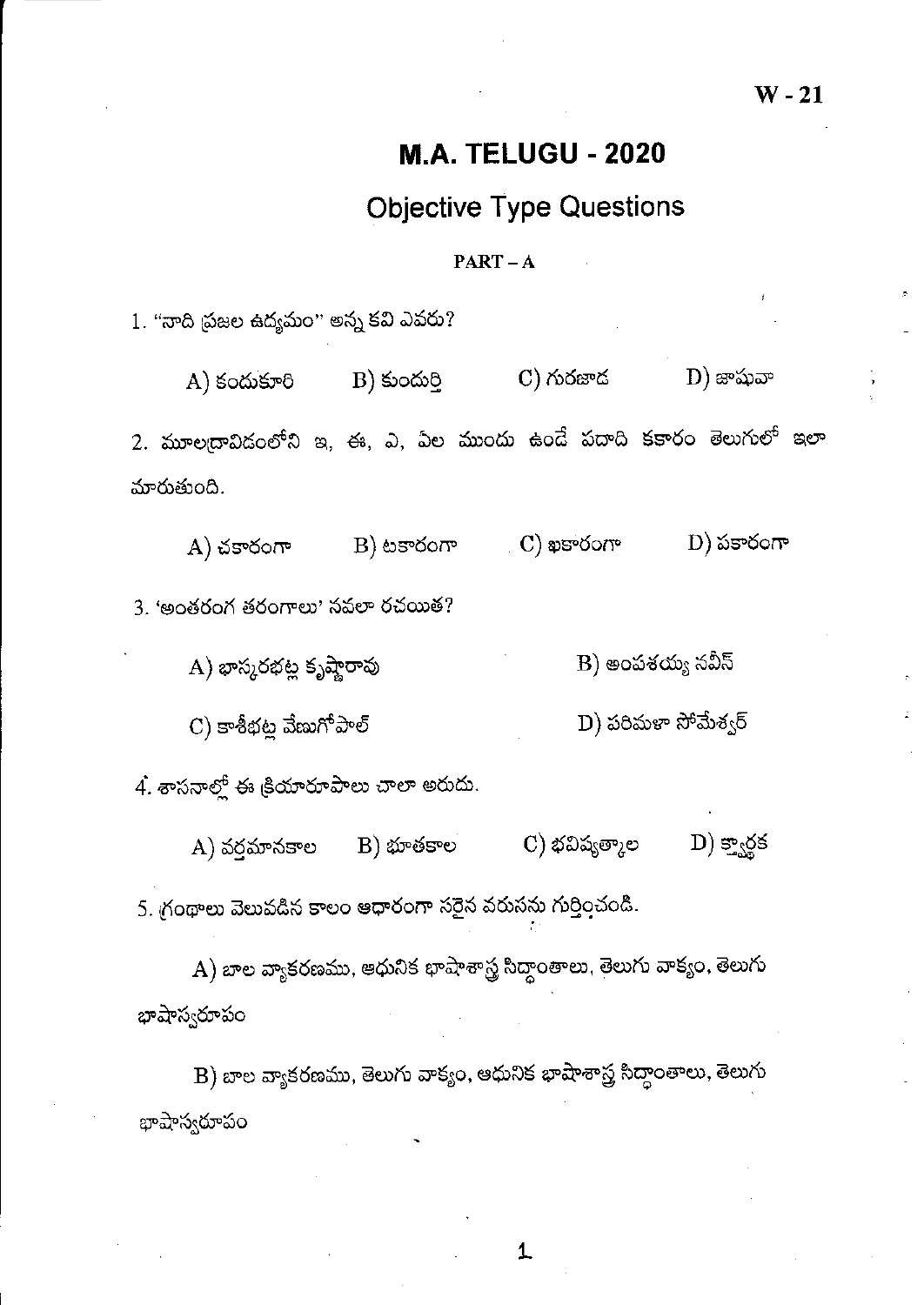# M.A. TELUGU - 2020

## Objective Type Questions

### PART – A

1. "నాది ప్రజల ఉద్యమం" అన్న కవి ఎవరు?

A) కందుకూరి  B) కుందుర్తి  C) గురజాడ  D) జాషువా

2. మూలద్రావిడంలోని ఇ, ఈ, ఎ, ఏల ముందు ఉండే పదాది కకారం తెలుగులో ఇలా మారుతుంది.

A) చకారంగా  B) టకారంగా  C) ఖకారంగా  D) పకారంగా

3. 'అంతరంగ తరంగాలు' నవలా రచయిత?

A) భాస్కరభట్ల కృష్ణారావు  B) అంపశయ్య నవీన్

C) కాశీభట్ల వేణుగోపాల్  D) పరిమళా సోమేశ్వర్

4. శాసనాల్లో ఈ క్రియారూపాలు చాలా అరుదు.

A) వర్తమానకాల  B) భూతకాల  C) భవిష్యత్కాల  D) క్త్వార్థక

5. గ్రంథాలు వెలువడిన కాలం ఆధారంగా సరైన వరుసను గుర్తించండి.

A) బాల వ్యాకరణము, ఆధునిక భాషాశాస్త్ర సిద్ధాంతాలు, తెలుగు వాక్యం, తెలుగు భాషాస్వరూపం

B) బాల వ్యాకరణము, తెలుగు వాక్యం, ఆధునిక భాషాశాస్త్ర సిద్ధాంతాలు, తెలుగు భాషాస్వరూపం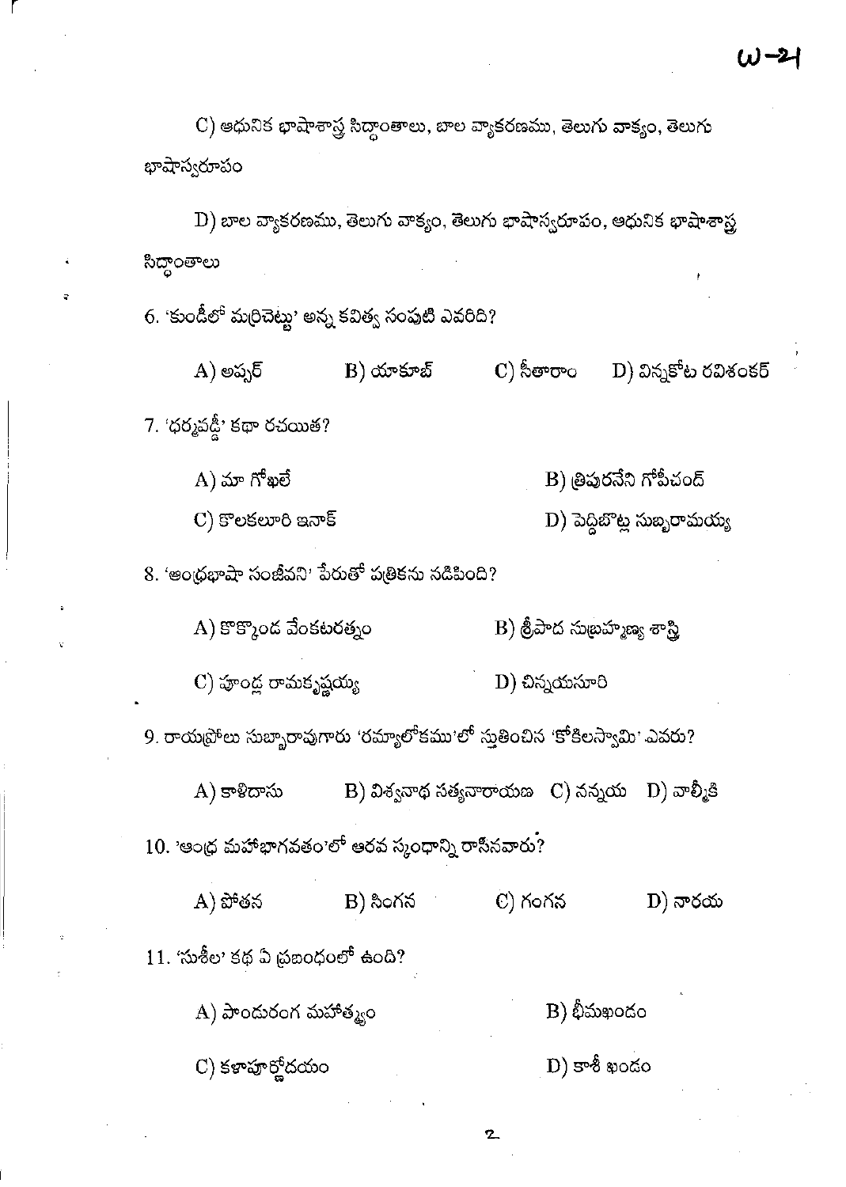C) ఆధునిక భాషాశాస్త్ర సిద్ధాంతాలు, బాల వ్యాకరణము, తెలుగు వాక్యం, తెలుగు భాషాస్వరూపం

D) బాల వ్యాకరణము, తెలుగు వాక్యం, తెలుగు భాషాస్వరూపం, ఆధునిక భాషాశాస్త్ర సిద్ధాంతాలు

6. 'కుండీలో మర్రిచెట్టు' అన్న కవిత్వ సంపుటి ఎవరిది?

A) అఫ్సర్ B) యాకూబ్ C) సీతారాం D) విన్నకోట రవిశంకర్

7. 'ధర్మవడ్డీ' కథా రచయిత?

A) మా గోఖలే B) త్రిపురనేని గోపీచంద్

C) కొలకలూరి ఇనాక్ D) పెద్దిబొట్ల సుబ్బరామయ్య

8. 'ఆంధ్రభాషా సంజీవని' పేరుతో పత్రికను నడిపింది?

A) కొక్కొండ వేంకటరత్నం B) శ్రీపాద సుబ్రహ్మణ్య శాస్త్రి

C) పూండ్ల రామకృష్ణయ్య D) చిన్నయసూరి

9. రాయప్రోలు సుబ్బారావుగారు 'రమ్యాలోకము'లో స్తుతించిన 'కోకిలస్వామి' ఎవరు?

A) కాళిదాసు B) విశ్వనాథ సత్యనారాయణ C) నన్నయ D) వాల్మీకి

10. 'ఆంధ్ర మహాభాగవతం'లో ఆరవ స్కంధాన్ని రాసినవారు?

A) పోతన B) సింగన C) గంగన D) నారయ

11. 'సుశీల' కథ ఏ ప్రబంధంలో ఉంది?

A) పాండురంగ మహాత్మ్యం B) భీమఖండం

C) కళాపూర్ణోదయం D) కాశీ ఖండం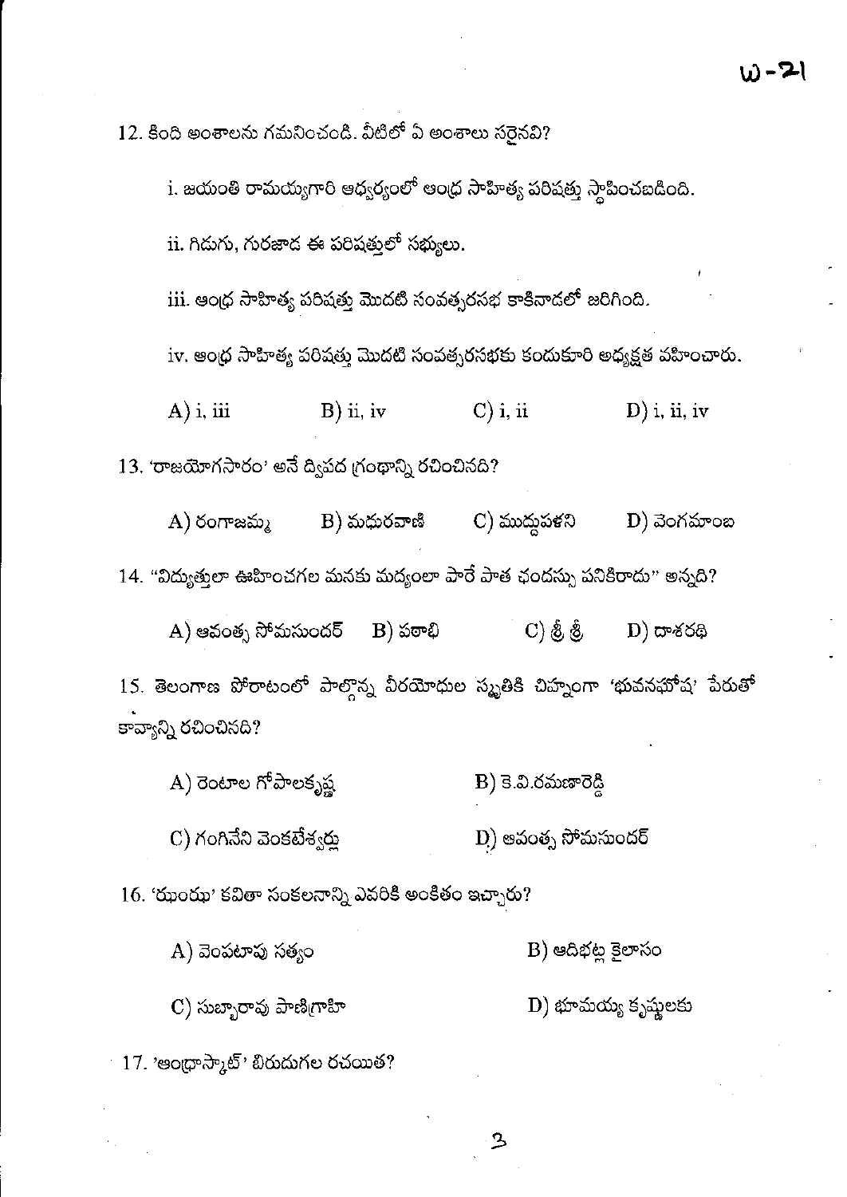12. కింది అంశాలను గమనించండి. వీటిలో ఏ అంశాలు సరైనవి?

i. జయంతి రామయ్యగారి ఆధ్వర్యంలో ఆంధ్ర సాహిత్య పరిషత్తు స్థాపించబడింది.

ii. గిడుగు, గురజాడ ఈ పరిషత్తులో సభ్యులు.

iii. ఆంధ్ర సాహిత్య పరిషత్తు మొదటి సంవత్సరసభ కాకినాడలో జరిగింది.

iv. ఆంధ్ర సాహిత్య పరిషత్తు మొదటి సంవత్సరసభకు కందుకూరి అధ్యక్షత వహించారు.

A) i, iii  B) ii, iv  C) i, ii  D) i, ii, iv

13. 'రాజయోగసారం' అనే ద్విపద గ్రంథాన్ని రచించినది?

A) రంగాజమ్మ  B) మధురవాణి  C) ముద్దుపళని  D) వెంగమాంబ

14. "విద్యుత్తులా ఊహించగల మనకు మద్యంలా పారే పాత ఛందస్సు పనికిరాదు" అన్నది?

A) ఆవంత్స సోమసుందర్  B) పఠాభి  C) శ్రీ శ్రీ  D) దాశరథి

15. తెలంగాణ పోరాటంలో పాల్గొన్న వీరయోధుల స్మృతికి చిహ్నంగా 'భువనఘోష' పేరుతో కావ్యాన్ని రచించినది?

A) రెంటాల గోపాలకృష్ణ  B) కె.వి.రమణారెడ్డి

C) గంగినేని వెంకటేశ్వర్లు  D) ఆవంత్స సోమసుందర్

16. 'ఝంఝ' కవితా సంకలనాన్ని ఎవరికి అంకితం ఇచ్చారు?

A) వెంపటాపు సత్యం  B) ఆదిభట్ల కైలాసం

C) సుబ్బారావు పాణిగ్రాహి  D) భూమయ్య కృష్ణులకు

17. 'ఆంధ్రాస్కాట్' బిరుదుగల రచయిత?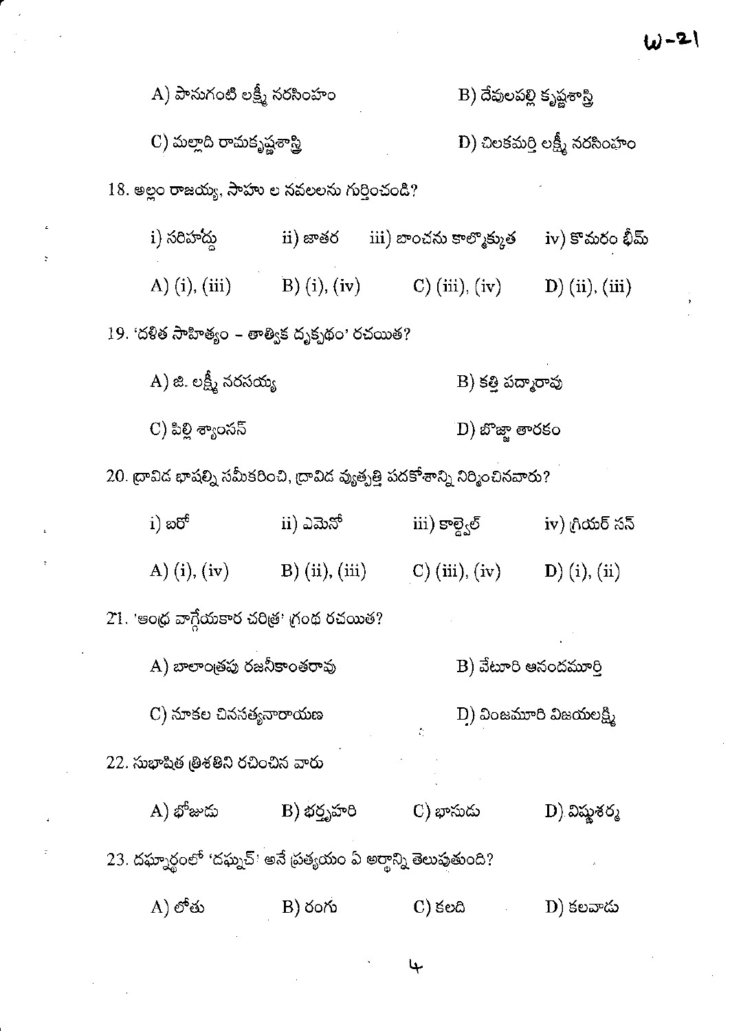A) పానుగంటి లక్ష్మీ నరసింహం B) దేవులపల్లి కృష్ణశాస్త్రి

C) మల్లాది రామకృష్ణశాస్త్రి D) చిలకమర్తి లక్ష్మీ నరసింహం

18. అల్లం రాజయ్య, సాహు ల నవలలను గుర్తించండి?

i) సరిహద్దు ii) జాతర iii) బాంచను కాల్మొక్కుత iv) కొమరం భీమ్

A) (i), (iii) B) (i), (iv) C) (iii), (iv) D) (ii), (iii)

19. 'దళిత సాహిత్యం – తాత్విక దృక్పథం' రచయిత?

A) జి. లక్ష్మీ నరసయ్య B) కత్తి పద్మారావు

C) పిల్లి శ్యాంసన్ D) బొజ్జా తారకం

20. ద్రావిడ భాషల్ని సమీకరించి, ద్రావిడ వ్యుత్పత్తి పదకోశాన్ని నిర్మించినవారు?

i) బరో ii) ఎమెనో iii) కాల్డ్వెల్ iv) గ్రియర్ సన్

A) (i), (iv) B) (ii), (iii) C) (iii), (iv) D) (i), (ii)

21. 'ఆంధ్ర వాగ్గేయకార చరిత్ర' గ్రంథ రచయిత?

A) బాలాంత్రపు రజనీకాంతరావు B) వేటూరి ఆనందమూర్తి

C) నూకల చినసత్యనారాయణ D) వింజమూరి విజయలక్ష్మి

22. సుభాషిత త్రిశతిని రచించిన వారు

A) భోజుడు B) భర్తృహరి C) భానుడు D) విష్ణుశర్మ

23. దఫ్నార్థంలో 'దఫ్నచ్' అనే ప్రత్యయం ఏ అర్థాన్ని తెలుపుతుంది?

A) లోతు B) రంగు C) కలది D) కలవాడు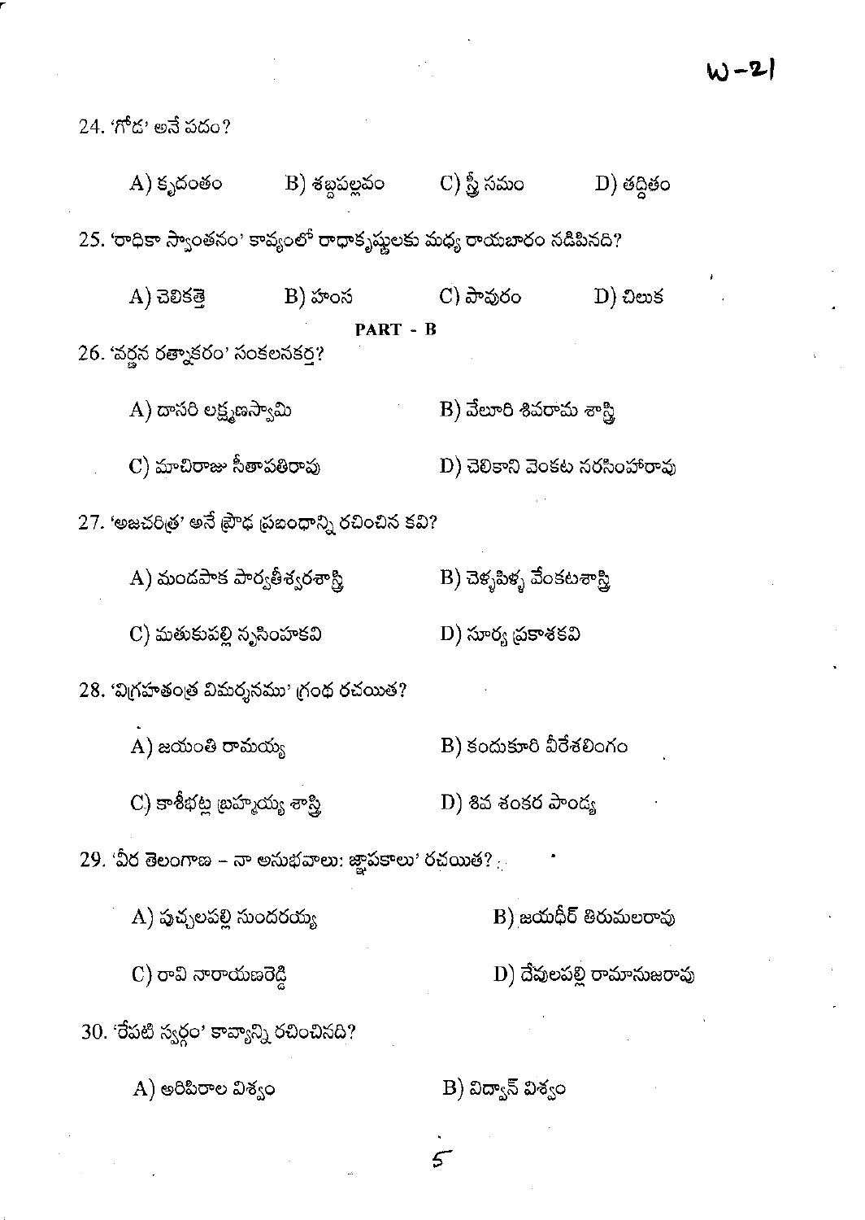24. 'గోడ' అనే పదం?

A) కృదంతం B) శబ్దపల్లవం C) స్త్రీ సమం D) తద్ధితం

25. 'రాధికా స్వాంతనం' కావ్యంలో రాధాకృష్ణులకు మధ్య రాయబారం నడిపినది?

A) చెలికత్తె B) హంస C) పావురం D) చిలుక

**PART - B**

26. 'వర్ణన రత్నాకరం' సంకలనకర్త?

A) దాసరి లక్ష్మణస్వామి

B) వేలూరి శివరామ శాస్త్రి

C) మాచిరాజు సీతాపతిరావు

D) చెలికాని వెంకట నరసింహారావు

27. 'అజచరిత్ర' అనే ప్రౌఢ ప్రబంధాన్ని రచించిన కవి?

A) మండపాక పార్వతీశ్వరశాస్త్రి

B) చెళ్ళపిళ్ళ వేంకటశాస్త్రి

C) మతుకుపల్లి నృసింహకవి

D) సూర్య ప్రకాశకవి

28. 'విగ్రహతంత్ర విమర్శనము' గ్రంథ రచయిత?

A) జయంతి రామయ్య

B) కందుకూరి వీరేశలింగం

C) కాశీభట్ల బ్రహ్మయ్య శాస్త్రి

D) శివ శంకర పాండ్య

29. 'వీర తెలంగాణ – నా అనుభవాలు: జ్ఞాపకాలు' రచయిత?

A) పుచ్చలపల్లి సుందరయ్య

B) జయధీర్ తిరుమలరావు

C) రావి నారాయణరెడ్డి

D) దేవులపల్లి రామానుజరావు

30. 'రేపటి స్వర్గం' కావ్యాన్ని రచించినది?

A) అరిపిరాల విశ్వం

B) విద్వాన్ విశ్వం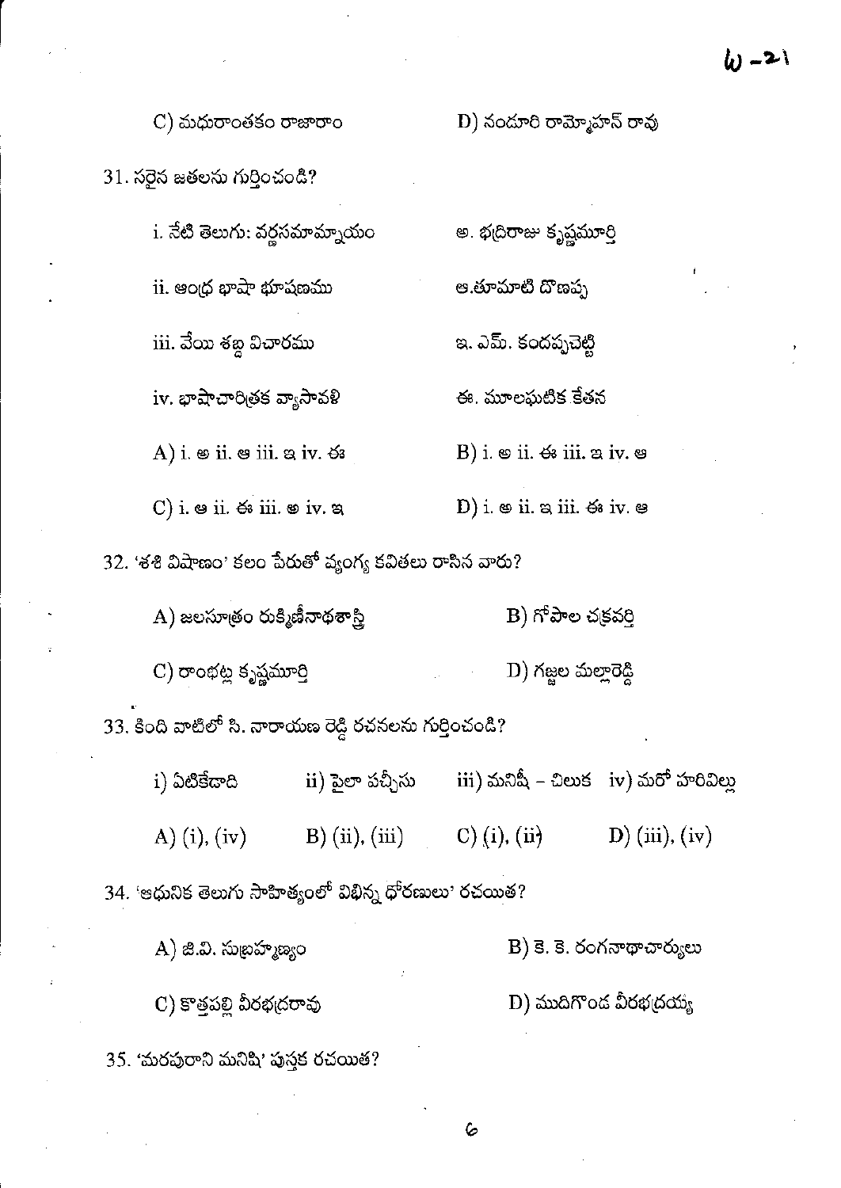C) మధురాంతకం రాజారాం &nbsp;&nbsp;&nbsp;&nbsp; D) నందూరి రామ్మోహన్ రావు

31. సరైన జతలను గుర్తించండి?

i. నేటి తెలుగు: వర్ణసమామ్నాయం &nbsp;&nbsp;&nbsp;&nbsp; అ. భద్రిరాజు కృష్ణమూర్తి

ii. ఆంధ్ర భాషా భూషణము &nbsp;&nbsp;&nbsp;&nbsp; ఆ.తూమాటి దొణప్ప

iii. వేయి శబ్ద విచారము &nbsp;&nbsp;&nbsp;&nbsp; ఇ. ఎమ్. కందప్పచెట్టి

iv. భాషాచారిత్రక వ్యాసావళి &nbsp;&nbsp;&nbsp;&nbsp; ఈ. మూలఘటిక కేతన

A) i. అ ii. ఆ iii. ఇ iv. ఈ &nbsp;&nbsp;&nbsp;&nbsp; B) i. అ ii. ఈ iii. ఇ iv. ఆ

C) i. ఆ ii. ఈ iii. అ iv. ఇ &nbsp;&nbsp;&nbsp;&nbsp; D) i. అ ii. ఇ iii. ఈ iv. ఆ

32. 'శశి విషాణం' కలం పేరుతో వ్యంగ్య కవితలు రాసిన వారు?

A) జలసూత్రం రుక్మిణీనాథశాస్త్రి &nbsp;&nbsp;&nbsp;&nbsp; B) గోపాల చక్రవర్తి

C) రాంభట్ల కృష్ణమూర్తి &nbsp;&nbsp;&nbsp;&nbsp; D) గజ్జల మల్లారెడ్డి

33. కింది వాటిలో సి. నారాయణ రెడ్డి రచనలను గుర్తించండి?

i) ఏటికేడాది &nbsp;&nbsp; ii) పైలా పచ్చీసు &nbsp;&nbsp; iii) మనిషీ – చిలుక &nbsp;&nbsp; iv) మరో హరివిల్లు

A) (i), (iv) &nbsp;&nbsp;&nbsp; B) (ii), (iii) &nbsp;&nbsp;&nbsp; C) (i), (ii) &nbsp;&nbsp;&nbsp; D) (iii), (iv)

34. 'ఆధునిక తెలుగు సాహిత్యంలో విభిన్న ధోరణులు' రచయిత?

A) జి.వి. సుబ్రహ్మణ్యం &nbsp;&nbsp;&nbsp;&nbsp; B) కె. కె. రంగనాథాచార్యులు

C) కొత్తపల్లి వీరభద్రరావు &nbsp;&nbsp;&nbsp;&nbsp; D) ముదిగొండ వీరభద్రయ్య

35. 'మరపురాని మనిషి' పుస్తక రచయిత?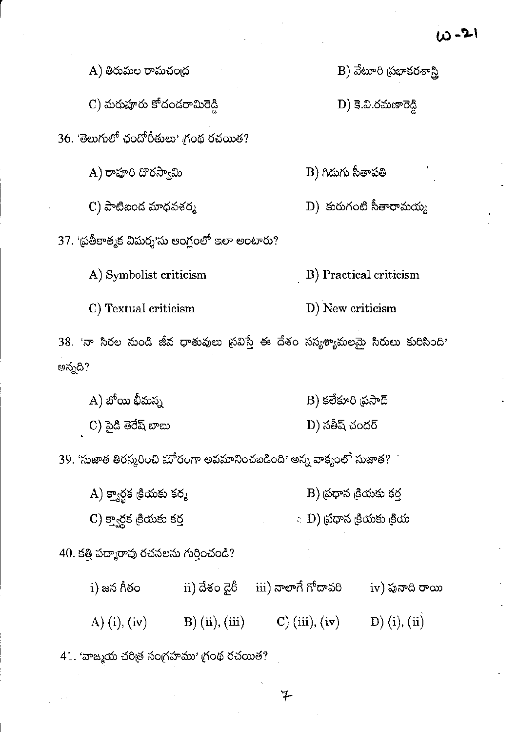A) తిరుమల రామచంద్ర

B) వేటూరి ప్రభాకరశాస్త్రి

C) మరుపూరు కోదండరామిరెడ్డి

D) కె.వి.రమణారెడ్డి

36. 'తెలుగులో ఛందోరీతులు' గ్రంథ రచయిత?

A) రావూరి దొరస్వామి

B) గిడుగు సీతాపతి

C) పాటిబండ మాధవశర్మ

D) కురుగంటి సీతారామయ్య

37. 'ప్రతీకాత్మక విమర్శ'ను ఆంగ్లంలో ఇలా అంటారు?

A) Symbolist criticism

B) Practical criticism

C) Textual criticism

D) New criticism

38. 'నా సిరల నుండి జీవ ధాతువులు స్రవిస్తే ఈ దేశం సస్యశ్యామలమై సిరులు కురిసింది' అన్నది?

A) బోయి భీమన్న

B) కలేకూరి ప్రసాద్

C) పైడి తెరేష్ బాబు

D) సతీష్ చందర్

39. 'సుజాత తిరస్కరించి ఘోరంగా అవమానించబడింది' అన్న వాక్యంలో సుజాత?

A) క్త్వార్థక క్రియకు కర్మ

B) ప్రధాన క్రియకు కర్త

C) క్త్వార్థక క్రియకు కర్త

D) ప్రధాన క్రియకు క్రియ

40. కత్తి పద్మారావు రచనలను గుర్తించండి?

i) జన గీతం ii) దేశం డైరీ iii) నాలాగే గోదావరి iv) పునాది రాయి

A) (i), (iv) B) (ii), (iii) C) (iii), (iv) D) (i), (ii)

41. 'వాఙ్మయ చరిత్ర సంగ్రహము' గ్రంథ రచయిత?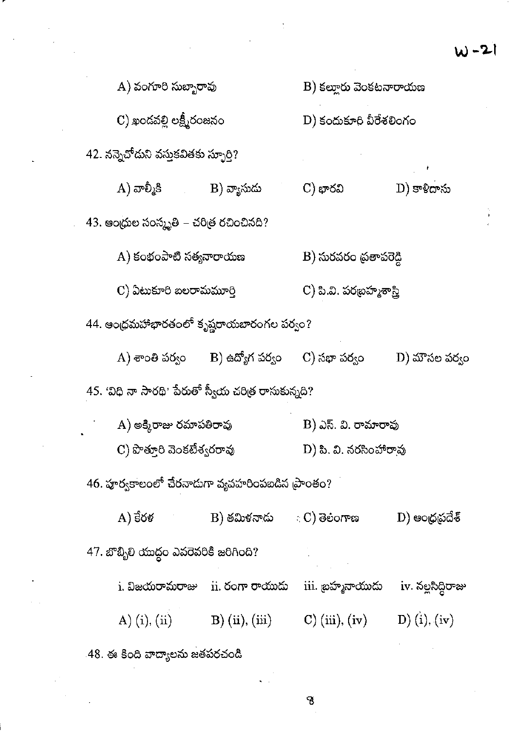A) వంగూరి సుబ్బారావు    B) కల్లూరు వెంకటనారాయణ

C) ఖండవల్లి లక్ష్మీరంజనం    D) కందుకూరి వీరేశలింగం

42. నన్నెచోడుని వస్తుకవితకు స్ఫూర్తి?

A) వాల్మీకి    B) వ్యాసుడు    C) భారవి    D) కాళిదాసు

43. ఆంధ్రుల సంస్కృతి – చరిత్ర రచించినది?

A) కంభంపాటి సత్యనారాయణ    B) సురవరం ప్రతాపరెడ్డి

C) ఏటుకూరి బలరామమూర్తి    C) పి.వి. పరబ్రహ్మశాస్త్రి

44. ఆంధ్రమహాభారతంలో కృష్ణరాయబారంగల పర్వం?

A) శాంతి పర్వం    B) ఉద్యోగ పర్వం    C) సభా పర్వం    D) మౌసల పర్వం

45. 'విధి నా సారథి' పేరుతో స్వీయ చరిత్ర రాసుకున్నది?

A) అక్కిరాజు రమాపతిరావు    B) ఎస్. వి. రామారావు

C) పొత్తూరి వెంకటేశ్వరరావు    D) పి. వి. నరసింహారావు

46. పూర్వకాలంలో చేరనాడుగా వ్యవహరింపబడిన ప్రాంతం?

A) కేరళ    B) తమిళనాడు    C) తెలంగాణ    D) ఆంధ్రప్రదేశ్

47. బొబ్బిలి యుద్ధం ఎవరెవరికి జరిగింది?

i. విజయరామరాజు    ii. రంగా రాయుడు    iii. బ్రహ్మనాయుడు    iv. నల్లసిద్ధిరాజు

A) (i), (ii)    B) (ii), (iii)    C) (iii), (iv)    D) (i), (iv)

48. ఈ కింది వాద్యాలను జతపరచండి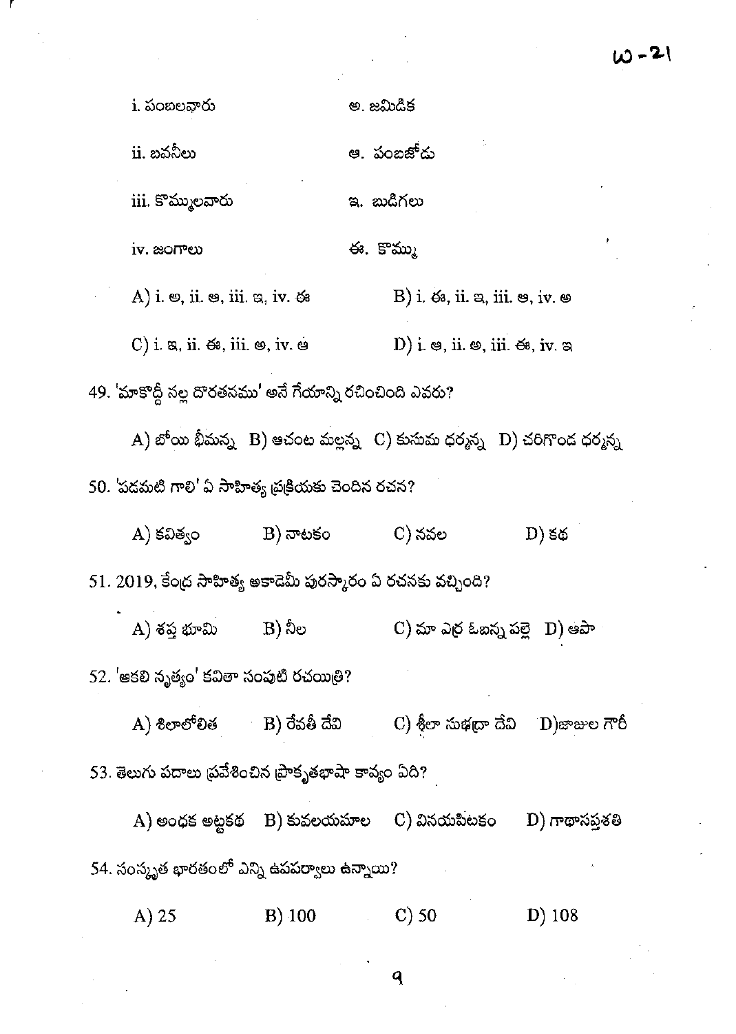i. పంబలవారు　　　అ. జమిడిక

ii. బవనీలు　　　ఆ. పంబజోడు

iii. కొమ్ములవారు　　　ఇ. బుడిగలు

iv. జంగాలు　　　ఈ. కొమ్ము

A) i. అ, ii. ఆ, iii. ఇ, iv. ఈ　　　B) i. ఈ, ii. ఇ, iii. ఆ, iv. అ

C) i. ఇ, ii. ఈ, iii. అ, iv. ఆ　　　D) i. ఆ, ii. అ, iii. ఈ, iv. ఇ

49. 'మాకొద్దీ నల్ల దొరతనము' అనే గేయాన్ని రచించింది ఎవరు?

A) బోయి భీమన్న　B) ఆచంట మల్లన్న　C) కుసుమ ధర్మన్న　D) చెరిగొండ ధర్మన్న

50. 'పడమటి గాలి' ఏ సాహిత్య ప్రక్రియకు చెందిన రచన?

A) కవిత్వం　　B) నాటకం　　C) నవల　　D) కథ

51. 2019, కేంద్ర సాహిత్య అకాడెమీ పురస్కారం ఏ రచనకు వచ్చింది?

A) శప్త భూమి　　B) నీల　　C) మా ఎర్ర ఓబన్న పల్లె　D) ఆపా

52. 'ఆకలి నృత్యం' కవితా సంపుటి రచయిత్రి?

A) శిలాలోలిత　　B) రేవతీ దేవి　　C) శీలా సుభద్రా దేవి　D) జాజుల గౌరీ

53. తెలుగు పదాలు ప్రవేశించిన ప్రాకృతభాషా కావ్యం ఏది?

A) అంధక అట్టకథ　B) కువలయమాల　C) వినయపిటకం　D) గాథాసప్తశతి

54. సంస్కృత భారతంలో ఎన్ని ఉపపర్వాలు ఉన్నాయి?

A) 25　　B) 100　　C) 50　　D) 108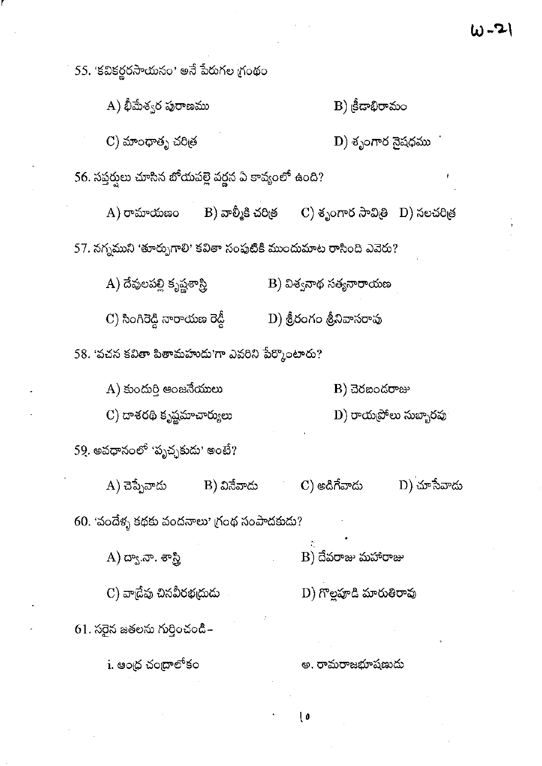55. 'కవికర్ణరసాయనం' అనే పేరుగల గ్రంథం

A) భీమేశ్వర పురాణము
B) క్రీడాభిరామం
C) మాంధాతృ చరిత్ర
D) శృంగార నైషధము

56. సప్తర్షులు చూసిన బోయపల్లె వర్ణన ఏ కావ్యంలో ఉంది?

A) రామాయణం
B) వాల్మీకి చరిత్ర
C) శృంగార సావిత్రి
D) నలచరిత్ర

57. నగ్నముని 'తూర్పుగాలి' కవితా సంపుటికి ముందుమాట రాసింది ఎవరు?

A) దేవులపల్లి కృష్ణశాస్త్రి
B) విశ్వనాథ సత్యనారాయణ
C) సింగిరెడ్డి నారాయణ రెడ్డి
D) శ్రీరంగం శ్రీనివాసరావు

58. 'వచన కవితా పితామహుడు'గా ఎవరిని పేర్కొంటారు?

A) కుందుర్తి ఆంజనేయులు
B) చెరబండరాజు
C) దాశరథి కృష్ణమాచార్యులు
D) రాయప్రోలు సుబ్బారావు

59. అవధానంలో 'పృచ్ఛకుడు' అంటే?

A) చెప్పేవాడు
B) వినేవాడు
C) అడిగేవాడు
D) చూసేవాడు

60. 'వందేళ్ళ కథకు వందనాలు' గ్రంథ సంపాదకుడు?

A) ద్వా.నా. శాస్త్రి
B) దేవరాజు మహారాజు
C) వాడ్రేవు చినవీరభద్రుడు
D) గొల్లపూడి మారుతిరావు

61. సరైన జతలను గుర్తించండి–

i. ఆంధ్ర చంద్రాలోకం	అ. రామరాజభూషణుడు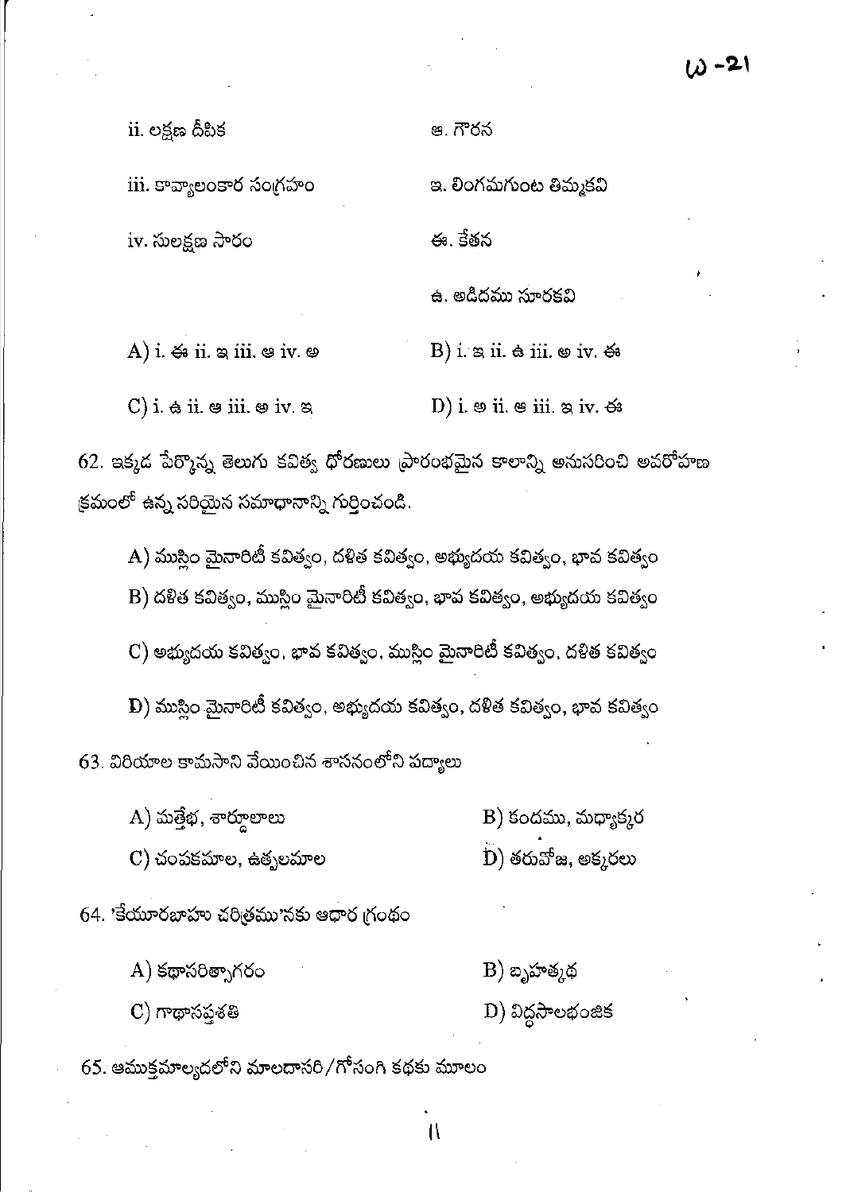ii. లక్షణ దీపిక ఆ. గౌరన

iii. కావ్యాలంకార సంగ్రహం ఇ. లింగమగుంట తిమ్మకవి

iv. సులక్షణ సారం ఈ. కేతన

ఉ. అడిదము సూరకవి

A) i. ఈ ii. ఇ iii. ఆ iv. అ

B) i. ఇ ii. ఉ iii. అ iv. ఈ

C) i. ఉ ii. ఆ iii. అ iv. ఇ

D) i. అ ii. ఆ iii. ఇ iv. ఈ

62. ఇక్కడ పేర్కొన్న తెలుగు కవిత్వ ధోరణులు ప్రారంభమైన కాలాన్ని అనుసరించి అవరోహణ క్రమంలో ఉన్న సరియైన సమాధానాన్ని గుర్తించండి.

A) ముస్లిం మైనారిటీ కవిత్వం, దళిత కవిత్వం, అభ్యుదయ కవిత్వం, భావ కవిత్వం

B) దళిత కవిత్వం, ముస్లిం మైనారిటీ కవిత్వం, భావ కవిత్వం, అభ్యుదయ కవిత్వం

C) అభ్యుదయ కవిత్వం, భావ కవిత్వం, ముస్లిం మైనారిటీ కవిత్వం, దళిత కవిత్వం

D) ముస్లిం మైనారిటీ కవిత్వం, అభ్యుదయ కవిత్వం, దళిత కవిత్వం, భావ కవిత్వం

63. విరియాల కామసాని వేయించిన శాసనంలోని పద్యాలు

A) మత్తేభ, శార్దూలాలు

B) కందము, మధ్యాక్కర

C) చంపకమాల, ఉత్పలమాల

D) తరువోజ, అక్కరలు

64. 'కేయూరబాహు చరిత్రము'నకు ఆధార గ్రంథం

A) కథాసరిత్సాగరం

B) బృహత్కథ

C) గాథాసప్తశతి

D) విద్ధసాలభంజిక

65. ఆముక్తమాల్యదలోని మాలదాసరి/గోసంగి కథకు మూలం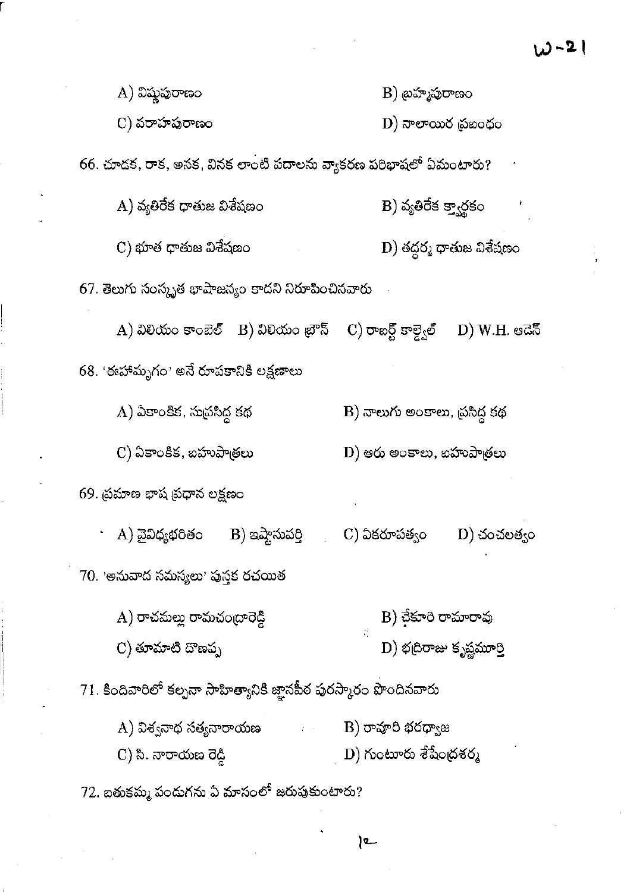A) విష్ణుపురాణం　　B) బ్రహ్మపురాణం

C) వరాహపురాణం　　D) నాలాయిర ప్రబంధం

66. చూడక, రాక, అనక, వినక లాంటి పదాలను వ్యాకరణ పరిభాషలో ఏమంటారు?

A) వ్యతిరేక ధాతుజ విశేషణం　　B) వ్యతిరేక క్త్వార్థకం

C) భూత ధాతుజ విశేషణం　　D) తద్ధర్మ ధాతుజ విశేషణం

67. తెలుగు సంస్కృత భాషాజన్యం కాదని నిరూపించినవారు

A) విలియం కాంబెల్　B) విలియం బ్రౌన్　C) రాబర్ట్ కాల్డ్వెల్　D) W.H. ఆడెన్

68. 'ఈహామృగం' అనే రూపకానికి లక్షణాలు

A) ఏకాంకిక, సుప్రసిద్ధ కథ　　B) నాలుగు అంకాలు, ప్రసిద్ధ కథ

C) ఏకాంకిక, బహుపాత్రలు　　D) ఆరు అంకాలు, బహుపాత్రలు

69. ప్రమాణ భాష ప్రధాన లక్షణం

A) వైవిధ్యభరితం　B) ఇష్టానువర్తి　C) ఏకరూపత్వం　D) చంచలత్వం

70. 'అనువాద సమస్యలు' పుస్తక రచయిత

A) రాచమల్లు రామచంద్రారెడ్డి　　B) చేకూరి రామారావు

C) తూమాటి దొణప్ప　　D) భద్రిరాజు కృష్ణమూర్తి

71. కిందివారిలో కల్పనా సాహిత్యానికి జ్ఞానపీఠ పురస్కారం పొందినవారు

A) విశ్వనాథ సత్యనారాయణ　　B) రావూరి భరద్వాజ

C) సి. నారాయణ రెడ్డి　　D) గుంటూరు శేషేంద్రశర్మ

72. బతుకమ్మ పండుగను ఏ మాసంలో జరుపుకుంటారు?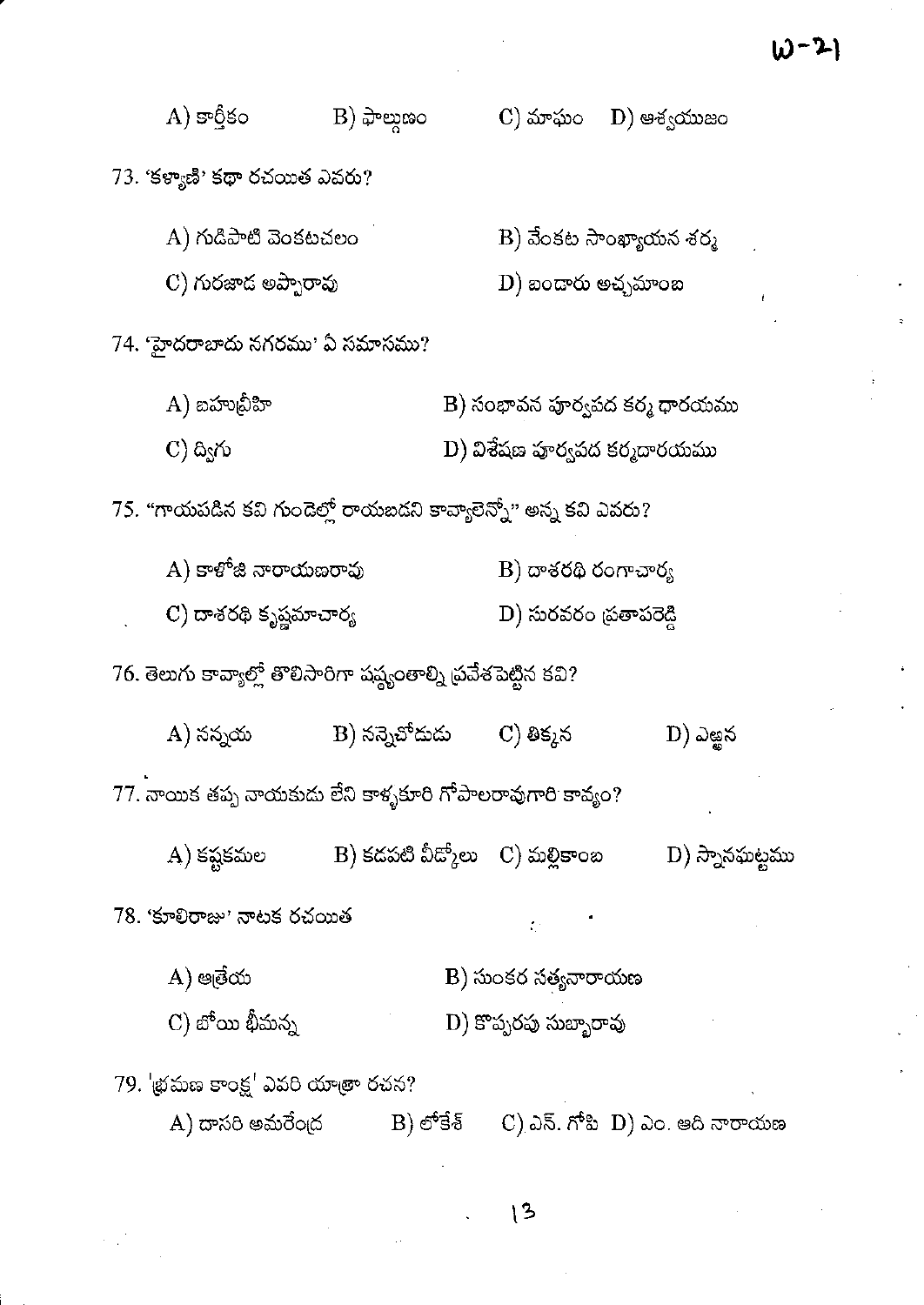A) కార్తీకం    B) ఫాల్గుణం    C) మాఘం    D) ఆశ్వయుజం

73. 'కళ్యాణి' కథా రచయిత ఎవరు?

A) గుడిపాటి వెంకటచలం    B) వేంకట సాంఖ్యాయన శర్మ

C) గురజాడ అప్పారావు    D) బండారు అచ్చమాంబ

74. 'హైదరాబాదు నగరము' ఏ సమాసము?

A) బహువ్రీహి    B) సంభావన పూర్వపద కర్మ ధారయము

C) ద్విగు    D) విశేషణ పూర్వపద కర్మదారయము

75. "గాయపడిన కవి గుండెల్లో రాయబడని కావ్యాలెన్నో" అన్న కవి ఎవరు?

A) కాళోజీ నారాయణరావు    B) దాశరథి రంగాచార్య

C) దాశరథి కృష్ణమాచార్య    D) సురవరం ప్రతాపరెడ్డి

76. తెలుగు కావ్యాల్లో తొలిసారిగా షష్ఠ్యంతాల్ని ప్రవేశపెట్టిన కవి?

A) నన్నయ    B) నన్నెచోడుడు    C) తిక్కన    D) ఎఱ్ఱన

77. నాయిక తప్ప నాయకుడు లేని కాళ్ళకూరి గోపాలరావుగారి కావ్యం?

A) కష్టకమల    B) కడపటి వీడ్కోలు    C) మల్లికాంబ    D) స్నానఘట్టము

78. 'కూలిరాజు' నాటక రచయిత

A) ఆత్రేయ    B) సుంకర సత్యనారాయణ

C) బోయి భీమన్న    D) కొప్పరపు సుబ్బారావు

79. 'భ్రమణ కాంక్ష' ఎవరి యాత్రా రచన?

A) దాసరి అమరేంద్ర    B) లోకేశ్    C) ఎన్. గోపి    D) ఎం. ఆది నారాయణ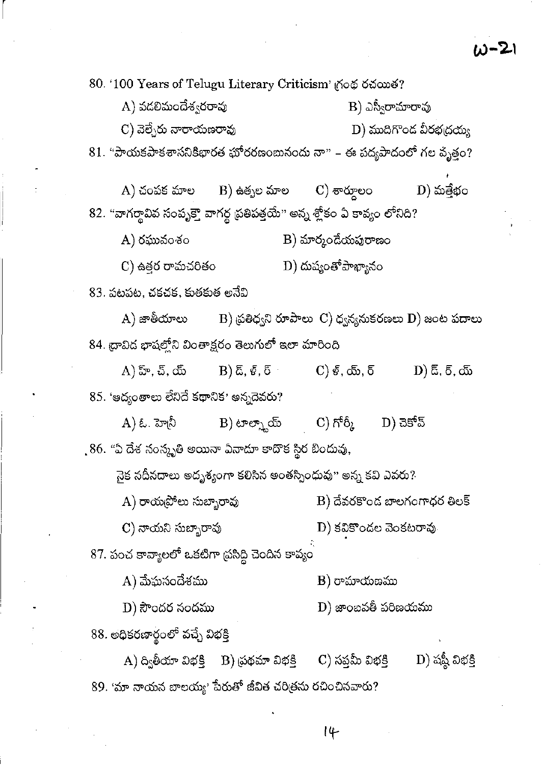80. '100 Years of Telugu Literary Criticism' గ్రంథ రచయిత?

A) పదలిమందేశ్వరరావు    B) ఎస్వీరామారావు

C) వెల్చేరు నారాయణరావు    D) ముదిగొండ వీరభద్రయ్య

81. "పాయకపాకశాసనికిభారత ఘోరరణంబునందు నా" – ఈ పద్యపాదంలో గల వృత్తం?

A) చంపక మాల    B) ఉత్పల మాల    C) శార్దూలం    D) మత్తేభం

82. "వాగర్థావివ సంపృక్తౌ వాగర్థ ప్రతిపత్తయే" అన్న శ్లోకం ఏ కావ్యం లోనిది?

A) రఘువంశం    B) మార్కండేయపురాణం

C) ఉత్తర రామచరితం    D) దుష్యంతోపాఖ్యానం

83. పటపట, చకచక, కుతకుత అనేవి

A) జాతీయాలు    B) ప్రతిధ్వని రూపాలు    C) ధ్వన్యనుకరణలు    D) జంట పదాలు

84. ద్రావిడ భాషల్లోని వింతాక్షరం తెలుగులో ఇలా మారింది

A) హ్, చ్, య్    B) డ్, ళ్, ర్    C) ళ్, య్, ర్    D) డ్, ర్, య్

85. 'ఆద్యంతాలు లేనిదే కథానిక' అన్నదెవరు?

A) ఓ. హెన్రీ    B) టాల్స్టాయ్    C) గోర్కీ    D) చెకోవ్

86. "ఏ దేశ సంస్కృతి అయినా ఏనాడూ కాదొక స్థిర బిందువు,

నైక నదీనదాలు అదృశ్యంగా కలిసిన అంతస్సింధువు" అన్న కవి ఎవరు?

A) రాయప్రోలు సుబ్బారావు    B) దేవరకొండ బాలగంగాధర తిలక్

C) నాయని సుబ్బారావు    D) కవికొండల వెంకటరావు

87. పంచ కావ్యాలలో ఒకటిగా ప్రసిద్ధి చెందిన కావ్యం

A) మేఘసందేశము    B) రామాయణము

D) సౌందర నందము    D) జాంబవతీ పరిణయము

88. అధికరణార్థంలో వచ్చే విభక్తి

A) ద్వితీయా విభక్తి    B) ప్రథమా విభక్తి    C) సప్తమీ విభక్తి    D) షష్ఠీ విభక్తి

89. 'మా నాయన బాలయ్య' పేరుతో జీవిత చరిత్రను రచించినవారు?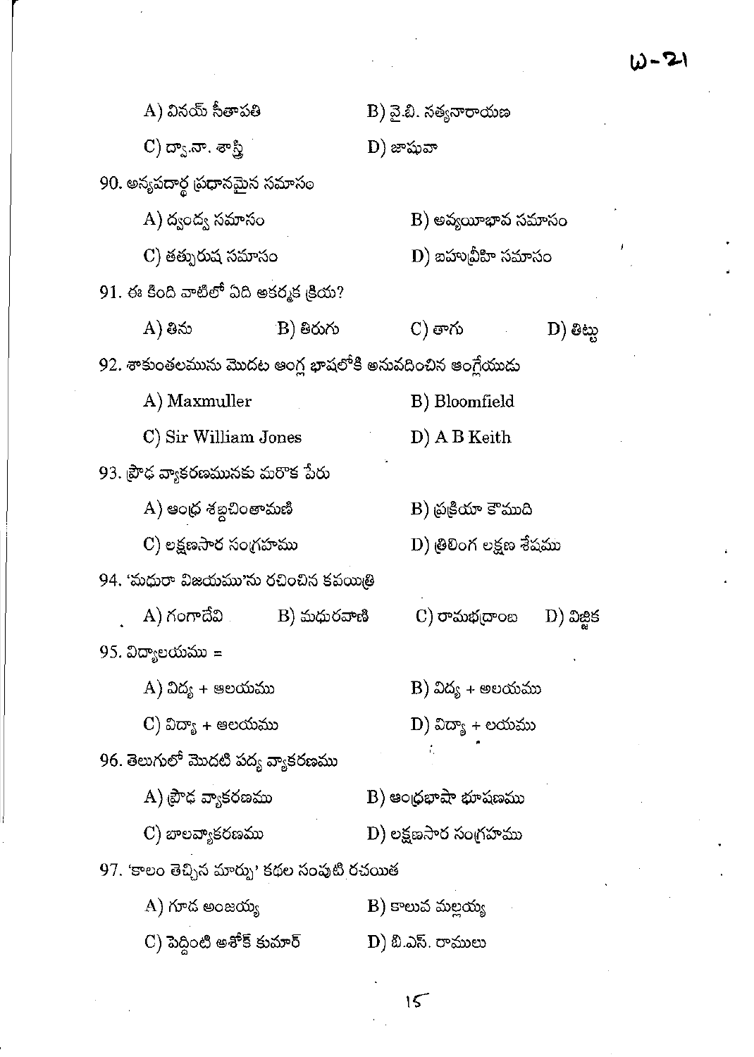A) వినయ్ సీతాపతి  B) వై.బి. సత్యనారాయణ

C) ద్వా.నా. శాస్త్రి  D) జాషువా

90. అన్యపదార్థ ప్రధానమైన సమాసం

A) ద్వంద్వ సమాసం  B) అవ్యయీభావ సమాసం

C) తత్పురుష సమాసం  D) బహువ్రీహి సమాసం

91. ఈ కింది వాటిలో ఏది అకర్మక క్రియ?

A) తిను  B) తిరుగు  C) తాగు  D) తిట్టు

92. శాకుంతలమును మొదట ఆంగ్ల భాషలోకి అనువదించిన ఆంగ్లేయుడు

A) Maxmuller  B) Bloomfield

C) Sir William Jones  D) A B Keith

93. ప్రౌఢ వ్యాకరణమునకు మరొక పేరు

A) ఆంధ్ర శబ్దచింతామణి  B) ప్రక్రియా కౌముది

C) లక్షణసార సంగ్రహము  D) త్రిలింగ లక్షణ శేషము

94. 'మధురా విజయము'ను రచించిన కవయిత్రి

A) గంగాదేవి  B) మధురవాణి  C) రామభద్రాంబ  D) విజ్జిక

95. విద్యాలయము =

A) విద్య + ఆలయము  B) విద్య + అలయము

C) విద్యా + ఆలయము  D) విద్యా + లయము

96. తెలుగులో మొదటి పద్య వ్యాకరణము

A) ప్రౌఢ వ్యాకరణము  B) ఆంధ్రభాషా భూషణము

C) బాలవ్యాకరణము  D) లక్షణసార సంగ్రహము

97. 'కాలం తెచ్చిన మార్పు' కథల సంపుటి రచయిత

A) గూడ అంజయ్య  B) కాలువ మల్లయ్య

C) పెద్దింటి అశోక్ కుమార్  D) బి.ఎస్. రాములు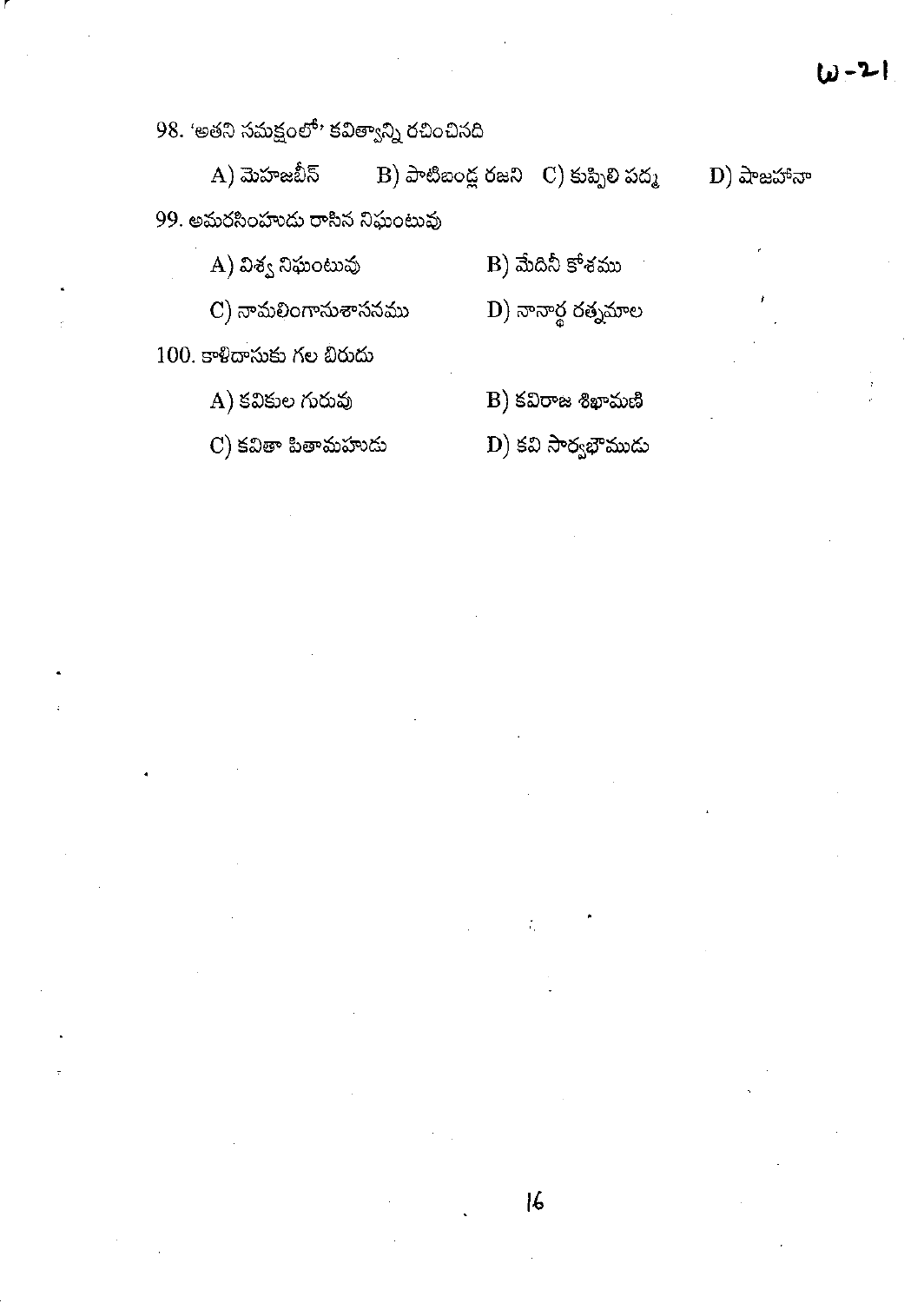98. 'అతని సమక్షంలో' కవిత్వాన్ని రచించినది

A) మెహజబీన్ B) పాటిబండ్ల రజని C) కుప్పిలి పద్మ D) షాజహానా

99. అమరసింహుడు రాసిన నిఘంటువు

A) విశ్వ నిఘంటువు

B) మేదినీ కోశము

C) నామలింగానుశాసనము

D) నానార్థ రత్నమాల

100. కాళిదాసుకు గల బిరుదు

A) కవికుల గురువు

B) కవిరాజ శిఖామణి

C) కవితా పితామహుడు

D) కవి సార్వభౌముడు